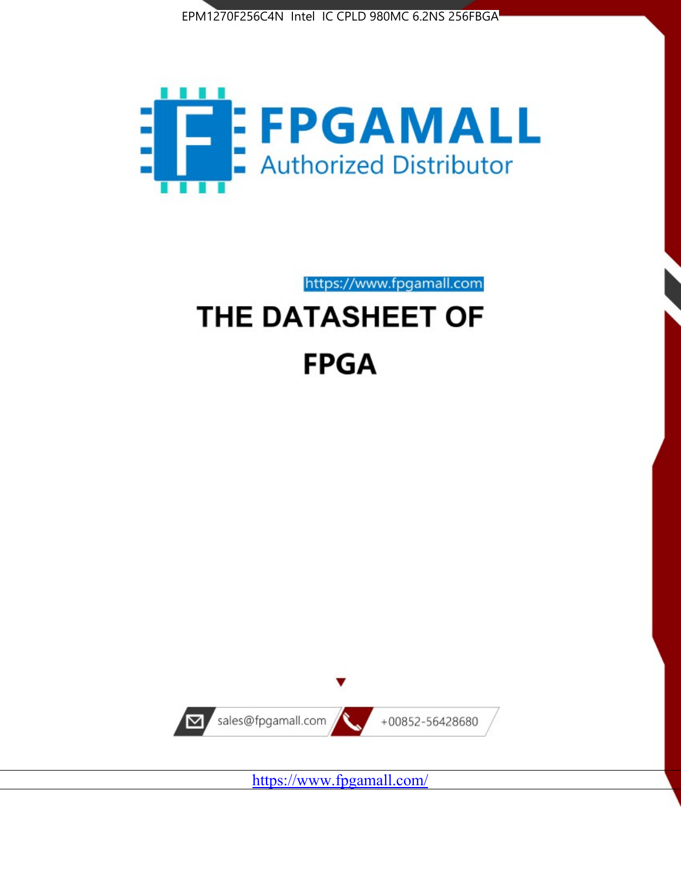EPM1270F256C4N Intel IC CPLD 980MC 6.2NS 256FBGA

FPGAMALL

Authorized Distributor

https://www.fpgamall.com

# THE DATASHEET OF

# FPGA

sales@fpgamall.com

+00852-56428680

https://www.fpgamall.com/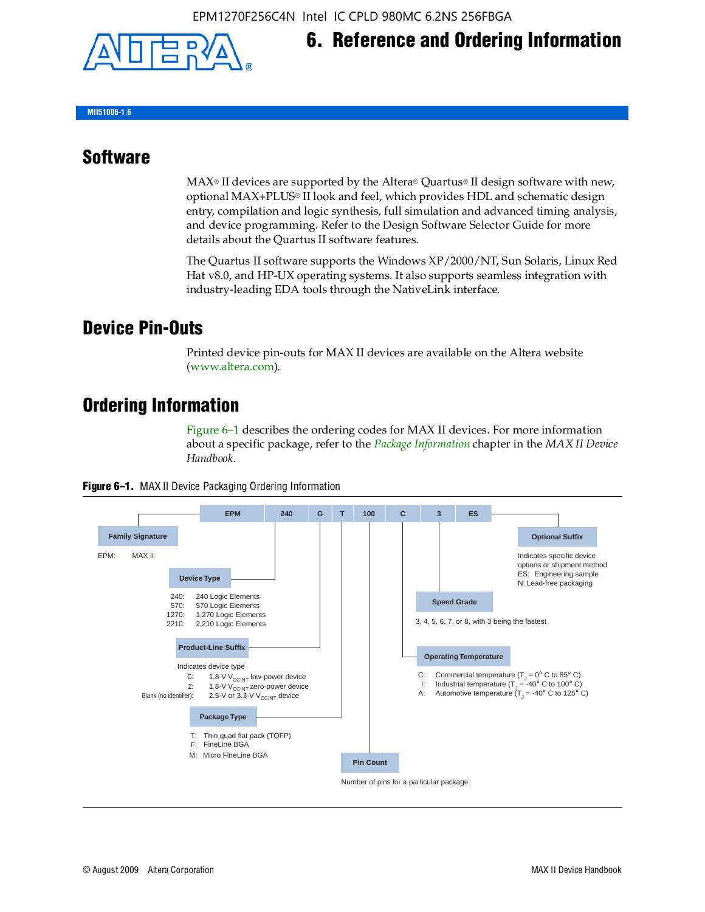# 6. Reference and Ordering Information

MII51006-1.6

## Software

MAX® II devices are supported by the Altera® Quartus® II design software with new, optional MAX+PLUS® II look and feel, which provides HDL and schematic design entry, compilation and logic synthesis, full simulation and advanced timing analysis, and device programming. Refer to the Design Software Selector Guide for more details about the Quartus II software features.

The Quartus II software supports the Windows XP/2000/NT, Sun Solaris, Linux Red Hat v8.0, and HP-UX operating systems. It also supports seamless integration with industry-leading EDA tools through the NativeLink interface.

## Device Pin-Outs

Printed device pin-outs for MAX II devices are available on the Altera website (www.altera.com).

## Ordering Information

Figure 6–1 describes the ordering codes for MAX II devices. For more information about a specific package, refer to the *Package Information* chapter in the *MAX II Device Handbook*.

**Figure 6–1.** MAX II Device Packaging Ordering Information

EPM 240 G T 100 C 3 ES

**Family Signature**

EPM: MAX II

**Device Type**

240: 240 Logic Elements
570: 570 Logic Elements
1270: 1,270 Logic Elements
2210: 2,210 Logic Elements

**Product-Line Suffix**

Indicates device type
G: 1.8-V $V_{CCINT}$ low-power device
Z: 1.8-V $V_{CCINT}$ zero-power device
Blank (no identifier): 2.5-V or 3.3-V $V_{CCINT}$ device

**Package Type**

T: Thin quad flat pack (TQFP)
F: FineLine BGA
M: Micro FineLine BGA

**Pin Count**

Number of pins for a particular package

**Operating Temperature**

C: Commercial temperature ($T_J$ = 0° C to 85° C)
I: Industrial temperature ($T_J$ = -40° C to 100° C)
A: Automotive temperature ($T_J$ = -40° C to 125° C)

**Speed Grade**

3, 4, 5, 6, 7, or 8, with 3 being the fastest

**Optional Suffix**

Indicates specific device options or shipment method
ES: Engineering sample
N: Lead-free packaging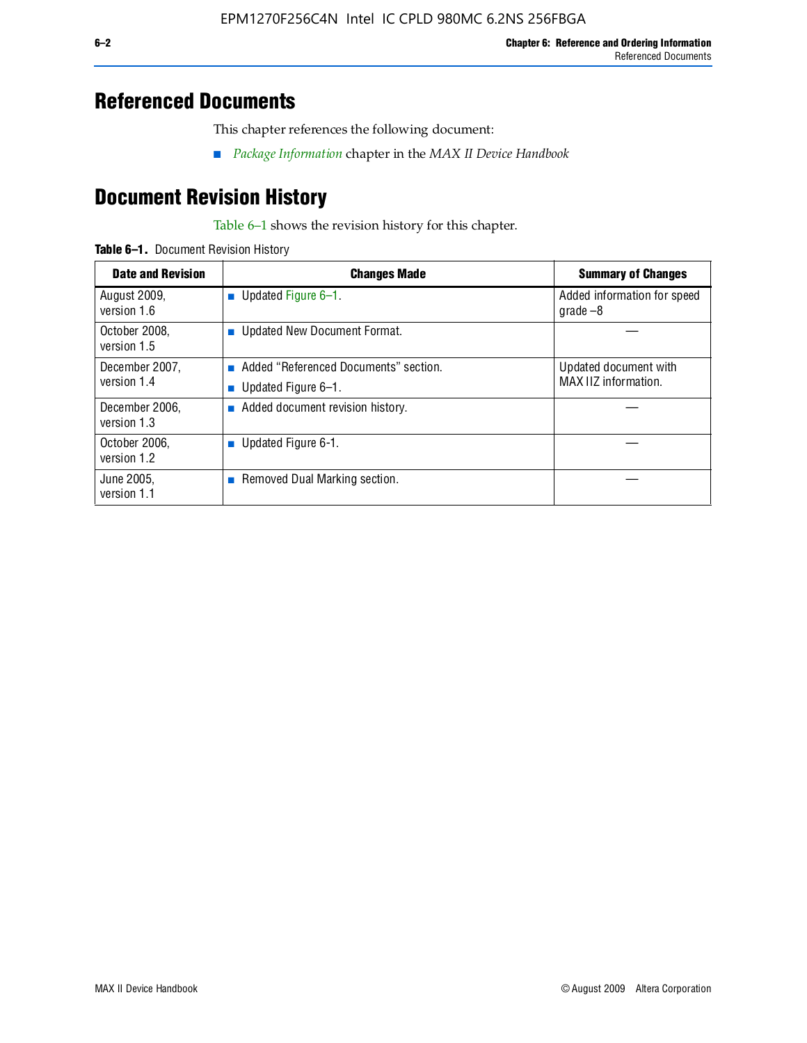## Referenced Documents

This chapter references the following document:

- *Package Information* chapter in the *MAX II Device Handbook*

## Document Revision History

Table 6–1 shows the revision history for this chapter.

**Table 6–1.** Document Revision History

| Date and Revision | Changes Made | Summary of Changes |
|---|---|---|
| August 2009, version 1.6 | ■ Updated Figure 6–1. | Added information for speed grade –8 |
| October 2008, version 1.5 | ■ Updated New Document Format. | — |
| December 2007, version 1.4 | ■ Added “Referenced Documents” section. ■ Updated Figure 6–1. | Updated document with MAX IIZ information. |
| December 2006, version 1.3 | ■ Added document revision history. | — |
| October 2006, version 1.2 | ■ Updated Figure 6-1. | — |
| June 2005, version 1.1 | ■ Removed Dual Marking section. | — |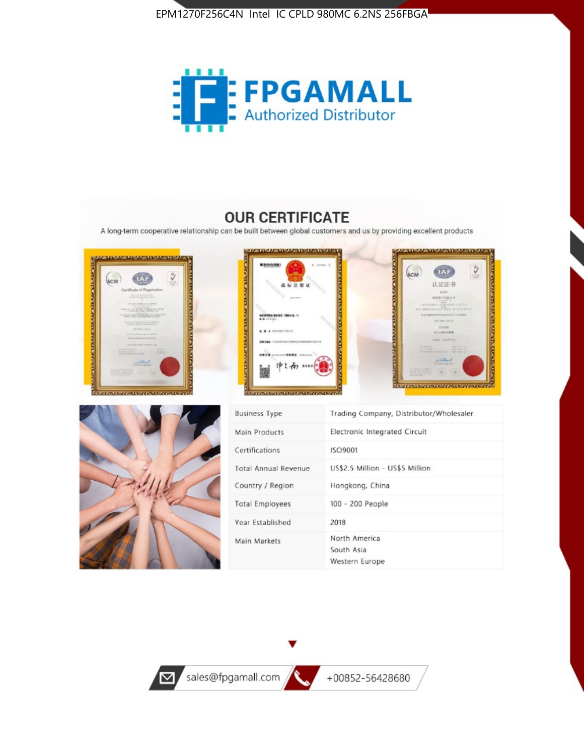FPGAMALL

Authorized Distributor

## OUR CERTIFICATE

A long-term cooperative relationship can be built between global customers and us by providing excellent products

| | |
|---|---|
| Business Type | Trading Company, Distributor/Wholesaler |
| Main Products | Electronic Integrated Circuit |
| Certifications | ISO9001 |
| Total Annual Revenue | US$2.5 Million - US$5 Million |
| Country / Region | Hongkong, China |
| Total Employees | 100 - 200 People |
| Year Established | 2018 |
| Main Markets | North America<br>South Asia<br>Western Europe |

sales@fpgamall.com

+00852-56428680